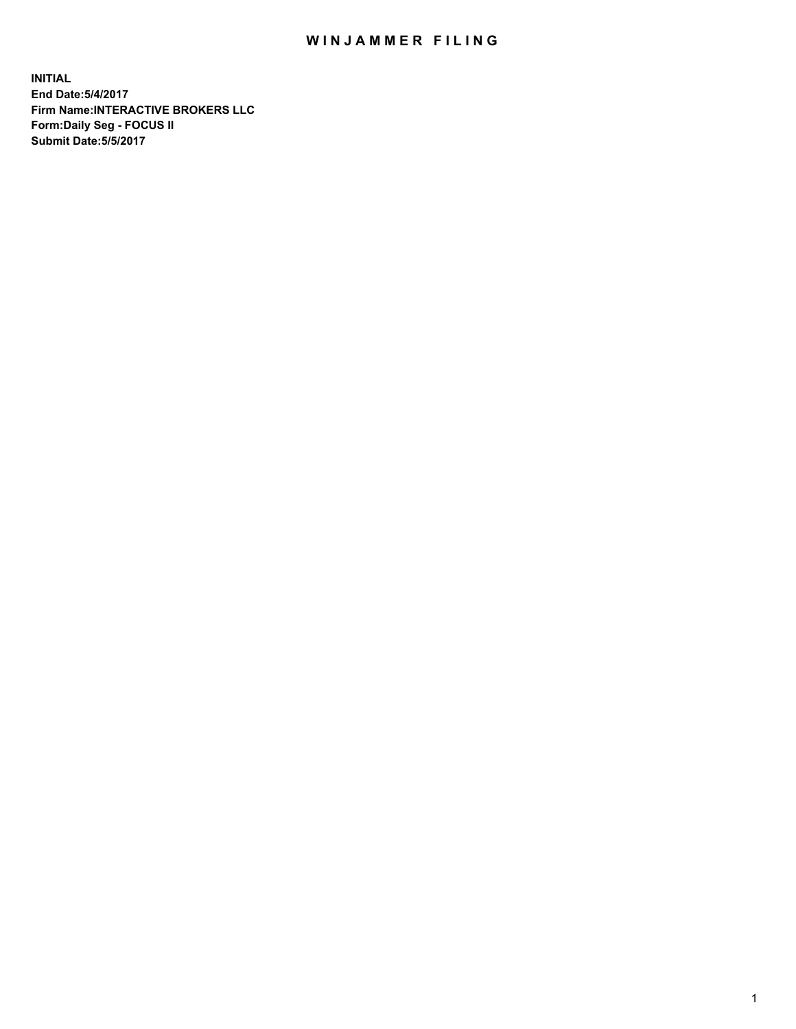# WINJAMMER FILING

**INITIAL**
**End Date:5/4/2017**
**Firm Name:INTERACTIVE BROKERS LLC**
**Form:Daily Seg - FOCUS II**
**Submit Date:5/5/2017**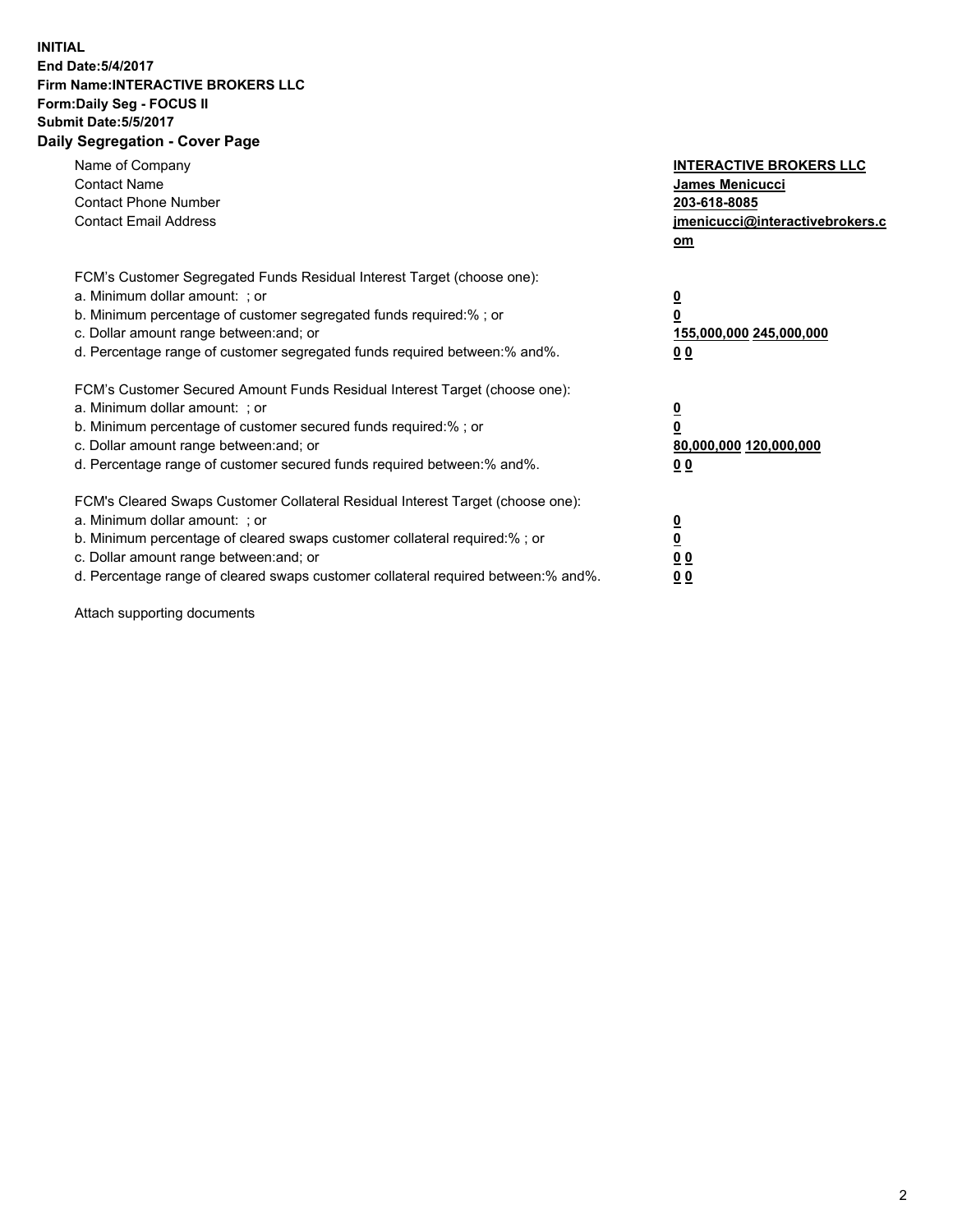**INITIAL**
**End Date:5/4/2017**
**Firm Name:INTERACTIVE BROKERS LLC**
**Form:Daily Seg - FOCUS II**
**Submit Date:5/5/2017**
**Daily Segregation - Cover Page**

| | |
|---|---|
| Name of Company | **INTERACTIVE BROKERS LLC** |
| Contact Name | **James Menicucci** |
| Contact Phone Number | **203-618-8085** |
| Contact Email Address | **jmenicucci@interactivebrokers.com** |

FCM's Customer Segregated Funds Residual Interest Target (choose one):

| | |
|---|---|
| a. Minimum dollar amount: ; or | **0** |
| b. Minimum percentage of customer segregated funds required:% ; or | **0** |
| c. Dollar amount range between:and; or | **155,000,000 245,000,000** |
| d. Percentage range of customer segregated funds required between:% and%. | **0 0** |

FCM's Customer Secured Amount Funds Residual Interest Target (choose one):

| | |
|---|---|
| a. Minimum dollar amount: ; or | **0** |
| b. Minimum percentage of customer secured funds required:% ; or | **0** |
| c. Dollar amount range between:and; or | **80,000,000 120,000,000** |
| d. Percentage range of customer secured funds required between:% and%. | **0 0** |

FCM's Cleared Swaps Customer Collateral Residual Interest Target (choose one):

| | |
|---|---|
| a. Minimum dollar amount: ; or | **0** |
| b. Minimum percentage of cleared swaps customer collateral required:% ; or | **0** |
| c. Dollar amount range between:and; or | **0 0** |
| d. Percentage range of cleared swaps customer collateral required between:% and%. | **0 0** |

Attach supporting documents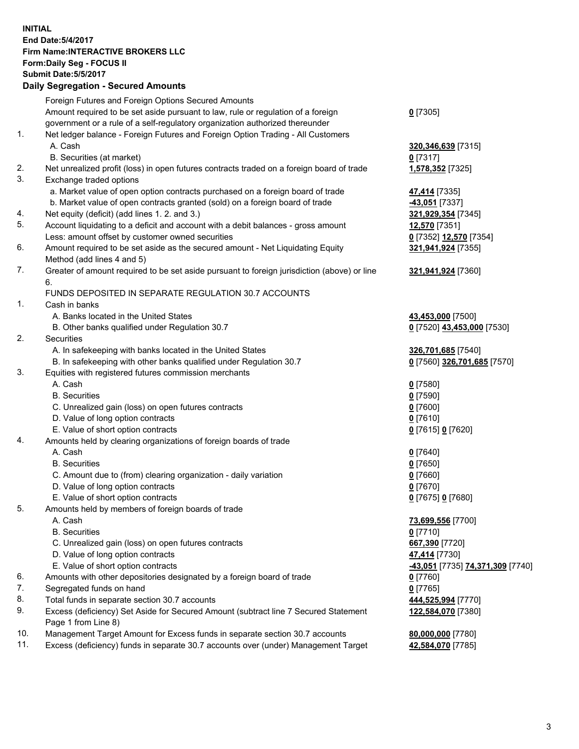**INITIAL**
**End Date:5/4/2017**
**Firm Name:INTERACTIVE BROKERS LLC**
**Form:Daily Seg - FOCUS II**
**Submit Date:5/5/2017**

## Daily Segregation - Secured Amounts

| | | |
|---|---|---|
| | Foreign Futures and Foreign Options Secured Amounts | |
| | Amount required to be set aside pursuant to law, rule or regulation of a foreign government or a rule of a self-regulatory organization authorized thereunder | **0** [7305] |
| 1. | Net ledger balance - Foreign Futures and Foreign Option Trading - All Customers | |
| | A. Cash | **320,346,639** [7315] |
| | B. Securities (at market) | **0** [7317] |
| 2. | Net unrealized profit (loss) in open futures contracts traded on a foreign board of trade | **1,578,352** [7325] |
| 3. | Exchange traded options | |
| | a. Market value of open option contracts purchased on a foreign board of trade | **47,414** [7335] |
| | b. Market value of open contracts granted (sold) on a foreign board of trade | **-43,051** [7337] |
| 4. | Net equity (deficit) (add lines 1. 2. and 3.) | **321,929,354** [7345] |
| 5. | Account liquidating to a deficit and account with a debit balances - gross amount | **12,570** [7351] |
| | Less: amount offset by customer owned securities | **0** [7352] **12,570** [7354] |
| 6. | Amount required to be set aside as the secured amount - Net Liquidating Equity Method (add lines 4 and 5) | **321,941,924** [7355] |
| 7. | Greater of amount required to be set aside pursuant to foreign jurisdiction (above) or line 6. | **321,941,924** [7360] |
| | FUNDS DEPOSITED IN SEPARATE REGULATION 30.7 ACCOUNTS | |
| 1. | Cash in banks | |
| | A. Banks located in the United States | **43,453,000** [7500] |
| | B. Other banks qualified under Regulation 30.7 | **0** [7520] **43,453,000** [7530] |
| 2. | Securities | |
| | A. In safekeeping with banks located in the United States | **326,701,685** [7540] |
| | B. In safekeeping with other banks qualified under Regulation 30.7 | **0** [7560] **326,701,685** [7570] |
| 3. | Equities with registered futures commission merchants | |
| | A. Cash | **0** [7580] |
| | B. Securities | **0** [7590] |
| | C. Unrealized gain (loss) on open futures contracts | **0** [7600] |
| | D. Value of long option contracts | **0** [7610] |
| | E. Value of short option contracts | **0** [7615] **0** [7620] |
| 4. | Amounts held by clearing organizations of foreign boards of trade | |
| | A. Cash | **0** [7640] |
| | B. Securities | **0** [7650] |
| | C. Amount due to (from) clearing organization - daily variation | **0** [7660] |
| | D. Value of long option contracts | **0** [7670] |
| | E. Value of short option contracts | **0** [7675] **0** [7680] |
| 5. | Amounts held by members of foreign boards of trade | |
| | A. Cash | **73,699,556** [7700] |
| | B. Securities | **0** [7710] |
| | C. Unrealized gain (loss) on open futures contracts | **667,390** [7720] |
| | D. Value of long option contracts | **47,414** [7730] |
| | E. Value of short option contracts | **-43,051** [7735] **74,371,309** [7740] |
| 6. | Amounts with other depositories designated by a foreign board of trade | **0** [7760] |
| 7. | Segregated funds on hand | **0** [7765] |
| 8. | Total funds in separate section 30.7 accounts | **444,525,994** [7770] |
| 9. | Excess (deficiency) Set Aside for Secured Amount (subtract line 7 Secured Statement Page 1 from Line 8) | **122,584,070** [7380] |
| 10. | Management Target Amount for Excess funds in separate section 30.7 accounts | **80,000,000** [7780] |
| 11. | Excess (deficiency) funds in separate 30.7 accounts over (under) Management Target | **42,584,070** [7785] |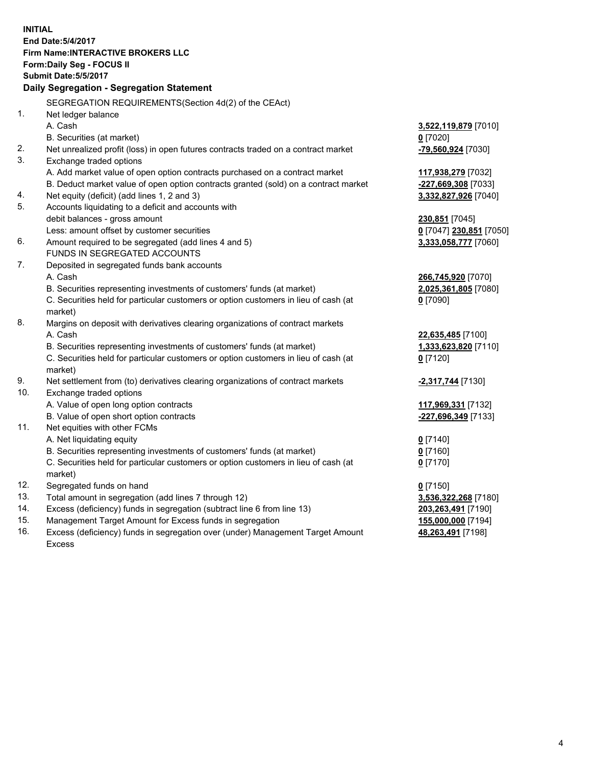**INITIAL**
**End Date:5/4/2017**
**Firm Name:INTERACTIVE BROKERS LLC**
**Form:Daily Seg - FOCUS II**
**Submit Date:5/5/2017**

## Daily Segregation - Segregation Statement

SEGREGATION REQUIREMENTS(Section 4d(2) of the CEAct)

| | | |
|---|---|---|
| 1. | Net ledger balance | |
| | A. Cash | **3,522,119,879** [7010] |
| | B. Securities (at market) | **0** [7020] |
| 2. | Net unrealized profit (loss) in open futures contracts traded on a contract market | **-79,560,924** [7030] |
| 3. | Exchange traded options | |
| | A. Add market value of open option contracts purchased on a contract market | **117,938,279** [7032] |
| | B. Deduct market value of open option contracts granted (sold) on a contract market | **-227,669,308** [7033] |
| 4. | Net equity (deficit) (add lines 1, 2 and 3) | **3,332,827,926** [7040] |
| 5. | Accounts liquidating to a deficit and accounts with debit balances - gross amount | **230,851** [7045] |
| | Less: amount offset by customer securities | **0** [7047] **230,851** [7050] |
| 6. | Amount required to be segregated (add lines 4 and 5) | **3,333,058,777** [7060] |
| | FUNDS IN SEGREGATED ACCOUNTS | |
| 7. | Deposited in segregated funds bank accounts | |
| | A. Cash | **266,745,920** [7070] |
| | B. Securities representing investments of customers' funds (at market) | **2,025,361,805** [7080] |
| | C. Securities held for particular customers or option customers in lieu of cash (at market) | **0** [7090] |
| 8. | Margins on deposit with derivatives clearing organizations of contract markets | |
| | A. Cash | **22,635,485** [7100] |
| | B. Securities representing investments of customers' funds (at market) | **1,333,623,820** [7110] |
| | C. Securities held for particular customers or option customers in lieu of cash (at market) | **0** [7120] |
| 9. | Net settlement from (to) derivatives clearing organizations of contract markets | **-2,317,744** [7130] |
| 10. | Exchange traded options | |
| | A. Value of open long option contracts | **117,969,331** [7132] |
| | B. Value of open short option contracts | **-227,696,349** [7133] |
| 11. | Net equities with other FCMs | |
| | A. Net liquidating equity | **0** [7140] |
| | B. Securities representing investments of customers' funds (at market) | **0** [7160] |
| | C. Securities held for particular customers or option customers in lieu of cash (at market) | **0** [7170] |
| 12. | Segregated funds on hand | **0** [7150] |
| 13. | Total amount in segregation (add lines 7 through 12) | **3,536,322,268** [7180] |
| 14. | Excess (deficiency) funds in segregation (subtract line 6 from line 13) | **203,263,491** [7190] |
| 15. | Management Target Amount for Excess funds in segregation | **155,000,000** [7194] |
| 16. | Excess (deficiency) funds in segregation over (under) Management Target Amount Excess | **48,263,491** [7198] |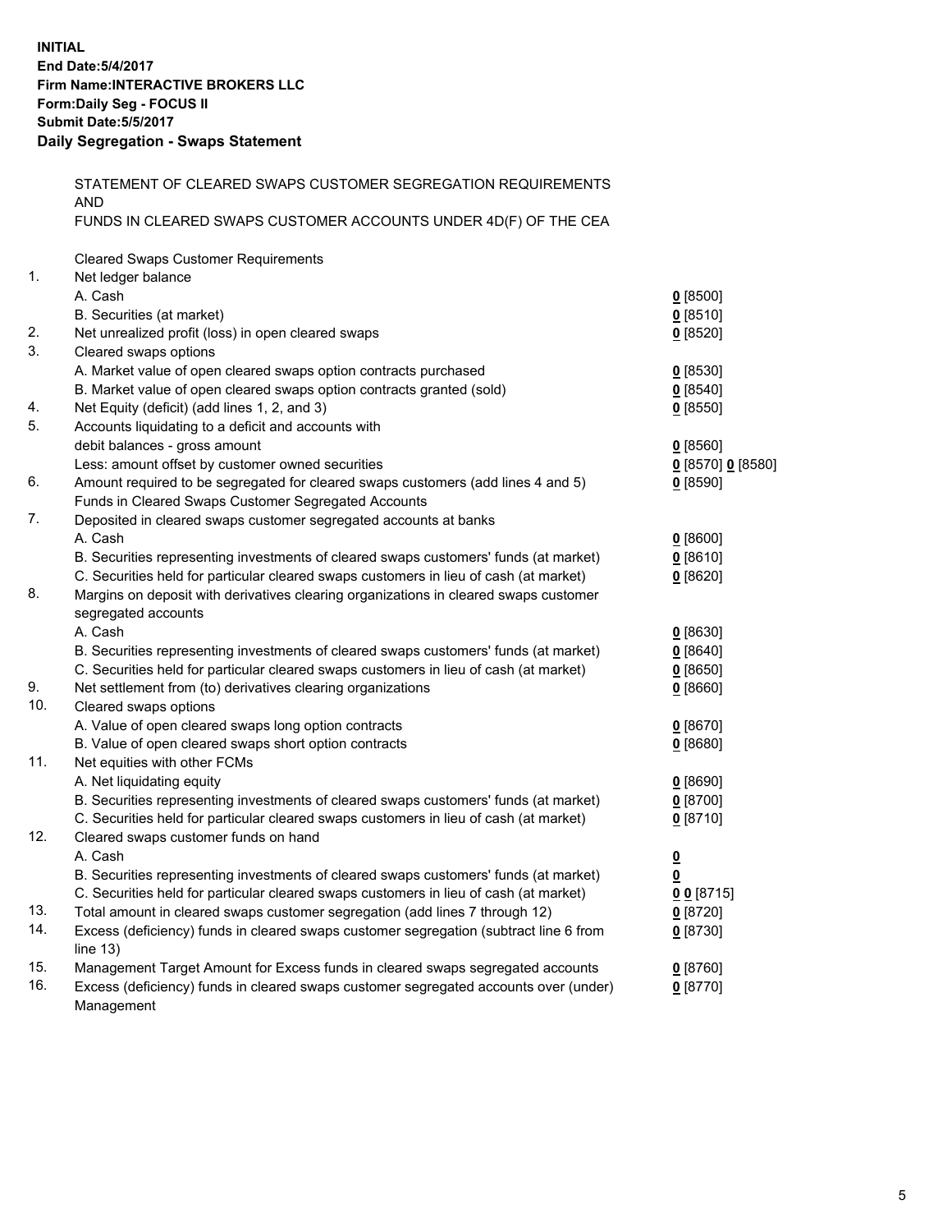**INITIAL**
**End Date:5/4/2017**
**Firm Name:INTERACTIVE BROKERS LLC**
**Form:Daily Seg - FOCUS II**
**Submit Date:5/5/2017**
**Daily Segregation - Swaps Statement**

STATEMENT OF CLEARED SWAPS CUSTOMER SEGREGATION REQUIREMENTS
AND
FUNDS IN CLEARED SWAPS CUSTOMER ACCOUNTS UNDER 4D(F) OF THE CEA

| | | |
|---|---|---|
| | Cleared Swaps Customer Requirements | |
| 1. | Net ledger balance | |
| | A. Cash | 0 [8500] |
| | B. Securities (at market) | 0 [8510] |
| 2. | Net unrealized profit (loss) in open cleared swaps | 0 [8520] |
| 3. | Cleared swaps options | |
| | A. Market value of open cleared swaps option contracts purchased | 0 [8530] |
| | B. Market value of open cleared swaps option contracts granted (sold) | 0 [8540] |
| 4. | Net Equity (deficit) (add lines 1, 2, and 3) | 0 [8550] |
| 5. | Accounts liquidating to a deficit and accounts with | |
| | debit balances - gross amount | 0 [8560] |
| | Less: amount offset by customer owned securities | 0 [8570] 0 [8580] |
| 6. | Amount required to be segregated for cleared swaps customers (add lines 4 and 5) | 0 [8590] |
| | Funds in Cleared Swaps Customer Segregated Accounts | |
| 7. | Deposited in cleared swaps customer segregated accounts at banks | |
| | A. Cash | 0 [8600] |
| | B. Securities representing investments of cleared swaps customers' funds (at market) | 0 [8610] |
| | C. Securities held for particular cleared swaps customers in lieu of cash (at market) | 0 [8620] |
| 8. | Margins on deposit with derivatives clearing organizations in cleared swaps customer segregated accounts | |
| | A. Cash | 0 [8630] |
| | B. Securities representing investments of cleared swaps customers' funds (at market) | 0 [8640] |
| | C. Securities held for particular cleared swaps customers in lieu of cash (at market) | 0 [8650] |
| 9. | Net settlement from (to) derivatives clearing organizations | 0 [8660] |
| 10. | Cleared swaps options | |
| | A. Value of open cleared swaps long option contracts | 0 [8670] |
| | B. Value of open cleared swaps short option contracts | 0 [8680] |
| 11. | Net equities with other FCMs | |
| | A. Net liquidating equity | 0 [8690] |
| | B. Securities representing investments of cleared swaps customers' funds (at market) | 0 [8700] |
| | C. Securities held for particular cleared swaps customers in lieu of cash (at market) | 0 [8710] |
| 12. | Cleared swaps customer funds on hand | |
| | A. Cash | 0 |
| | B. Securities representing investments of cleared swaps customers' funds (at market) | 0 |
| | C. Securities held for particular cleared swaps customers in lieu of cash (at market) | 0 0 [8715] |
| 13. | Total amount in cleared swaps customer segregation (add lines 7 through 12) | 0 [8720] |
| 14. | Excess (deficiency) funds in cleared swaps customer segregation (subtract line 6 from line 13) | 0 [8730] |
| 15. | Management Target Amount for Excess funds in cleared swaps segregated accounts | 0 [8760] |
| 16. | Excess (deficiency) funds in cleared swaps customer segregated accounts over (under) Management | 0 [8770] |